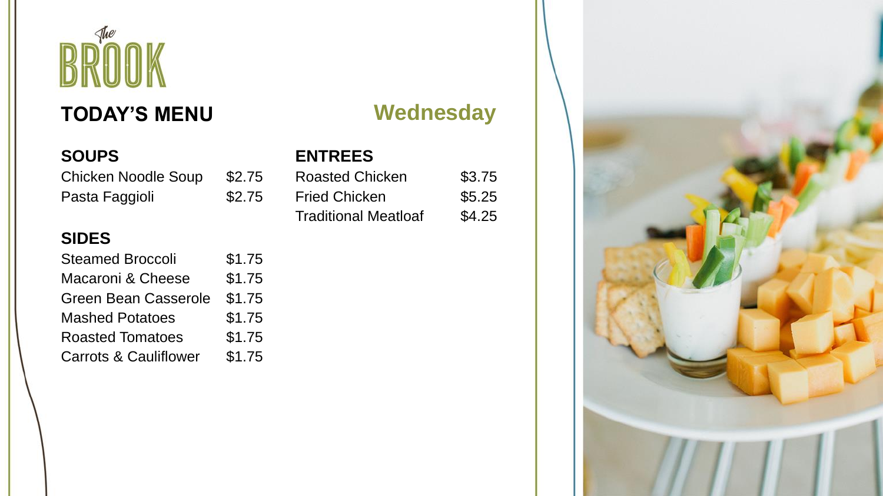# The BROOK

## TODAY'S MENU

## Wednesday

### SOUPS

| Item | Price |
|---|---|
| Chicken Noodle Soup | $2.75 |
| Pasta Faggioli | $2.75 |

### SIDES

| Item | Price |
|---|---|
| Steamed Broccoli | $1.75 |
| Macaroni & Cheese | $1.75 |
| Green Bean Casserole | $1.75 |
| Mashed Potatoes | $1.75 |
| Roasted Tomatoes | $1.75 |
| Carrots & Cauliflower | $1.75 |

### ENTREES

| Item | Price |
|---|---|
| Roasted Chicken | $3.75 |
| Fried Chicken | $5.25 |
| Traditional Meatloaf | $4.25 |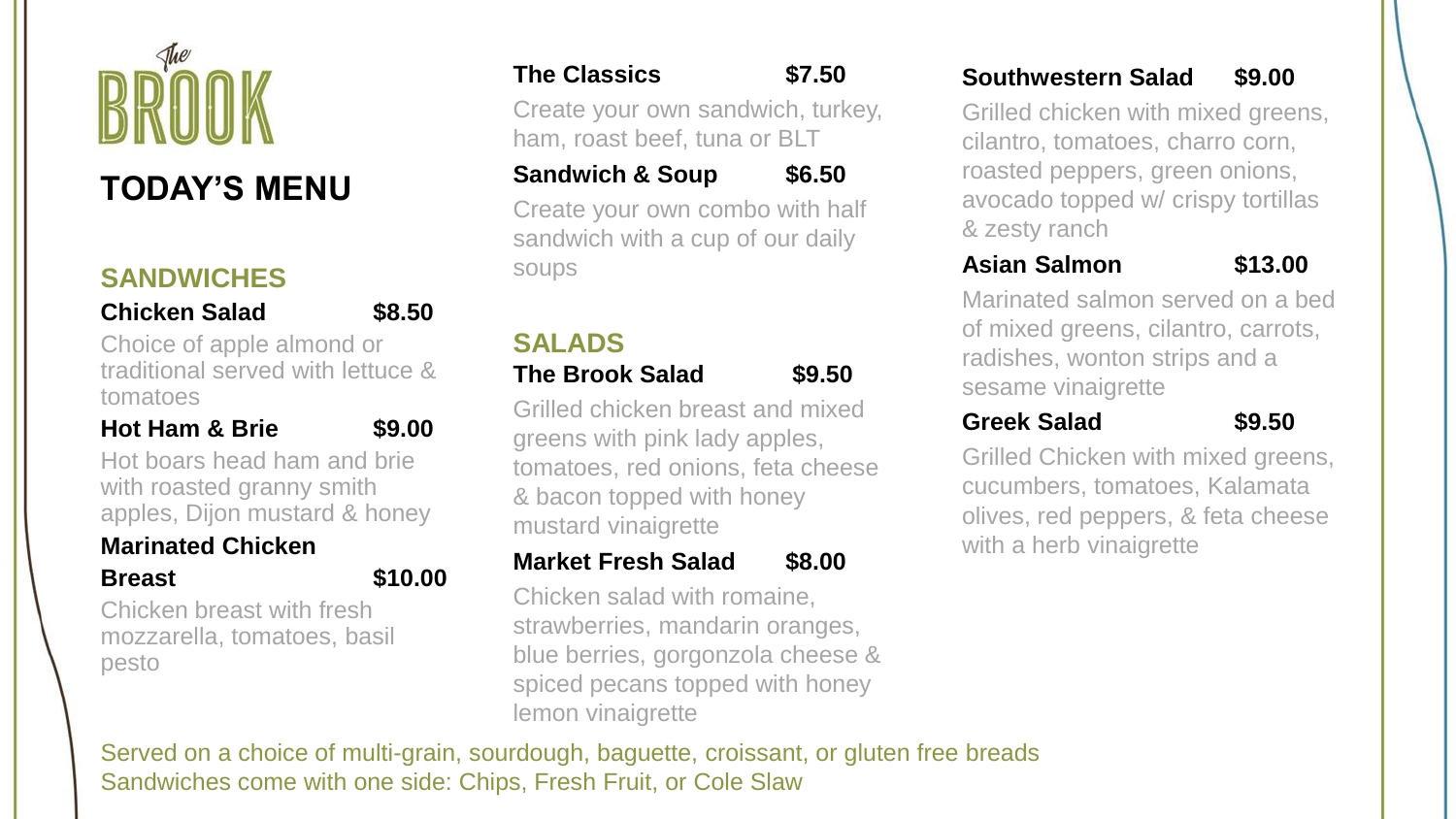# The BROOK

## TODAY'S MENU

### SANDWICHES

**Chicken Salad** **$8.50**

Choice of apple almond or traditional served with lettuce & tomatoes

**Hot Ham & Brie** **$9.00**

Hot boars head ham and brie with roasted granny smith apples, Dijon mustard & honey

**Marinated Chicken Breast** **$10.00**

Chicken breast with fresh mozzarella, tomatoes, basil pesto

**The Classics** **$7.50**

Create your own sandwich, turkey, ham, roast beef, tuna or BLT

**Sandwich & Soup** **$6.50**

Create your own combo with half sandwich with a cup of our daily soups

### SALADS

**The Brook Salad** **$9.50**

Grilled chicken breast and mixed greens with pink lady apples, tomatoes, red onions, feta cheese & bacon topped with honey mustard vinaigrette

**Market Fresh Salad** **$8.00**

Chicken salad with romaine, strawberries, mandarin oranges, blue berries, gorgonzola cheese & spiced pecans topped with honey lemon vinaigrette

**Southwestern Salad** **$9.00**

Grilled chicken with mixed greens, cilantro, tomatoes, charro corn, roasted peppers, green onions, avocado topped w/ crispy tortillas & zesty ranch

**Asian Salmon** **$13.00**

Marinated salmon served on a bed of mixed greens, cilantro, carrots, radishes, wonton strips and a sesame vinaigrette

**Greek Salad** **$9.50**

Grilled Chicken with mixed greens, cucumbers, tomatoes, Kalamata olives, red peppers, & feta cheese with a herb vinaigrette

Served on a choice of multi-grain, sourdough, baguette, croissant, or gluten free breads
Sandwiches come with one side: Chips, Fresh Fruit, or Cole Slaw